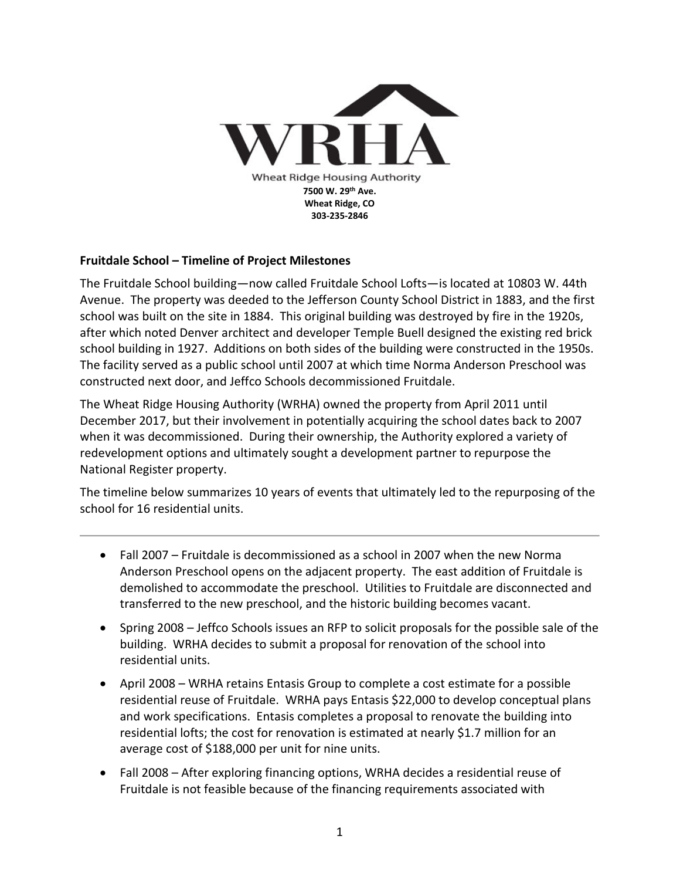WRHA

Wheat Ridge Housing Authority

**7500 W. 29th Ave.**
**Wheat Ridge, CO**
**303-235-2846**

**Fruitdale School – Timeline of Project Milestones**

The Fruitdale School building—now called Fruitdale School Lofts—is located at 10803 W. 44th Avenue. The property was deeded to the Jefferson County School District in 1883, and the first school was built on the site in 1884. This original building was destroyed by fire in the 1920s, after which noted Denver architect and developer Temple Buell designed the existing red brick school building in 1927. Additions on both sides of the building were constructed in the 1950s. The facility served as a public school until 2007 at which time Norma Anderson Preschool was constructed next door, and Jeffco Schools decommissioned Fruitdale.

The Wheat Ridge Housing Authority (WRHA) owned the property from April 2011 until December 2017, but their involvement in potentially acquiring the school dates back to 2007 when it was decommissioned. During their ownership, the Authority explored a variety of redevelopment options and ultimately sought a development partner to repurpose the National Register property.

The timeline below summarizes 10 years of events that ultimately led to the repurposing of the school for 16 residential units.

---

- Fall 2007 – Fruitdale is decommissioned as a school in 2007 when the new Norma Anderson Preschool opens on the adjacent property. The east addition of Fruitdale is demolished to accommodate the preschool. Utilities to Fruitdale are disconnected and transferred to the new preschool, and the historic building becomes vacant.
- Spring 2008 – Jeffco Schools issues an RFP to solicit proposals for the possible sale of the building. WRHA decides to submit a proposal for renovation of the school into residential units.
- April 2008 – WRHA retains Entasis Group to complete a cost estimate for a possible residential reuse of Fruitdale. WRHA pays Entasis $22,000 to develop conceptual plans and work specifications. Entasis completes a proposal to renovate the building into residential lofts; the cost for renovation is estimated at nearly $1.7 million for an average cost of $188,000 per unit for nine units.
- Fall 2008 – After exploring financing options, WRHA decides a residential reuse of Fruitdale is not feasible because of the financing requirements associated with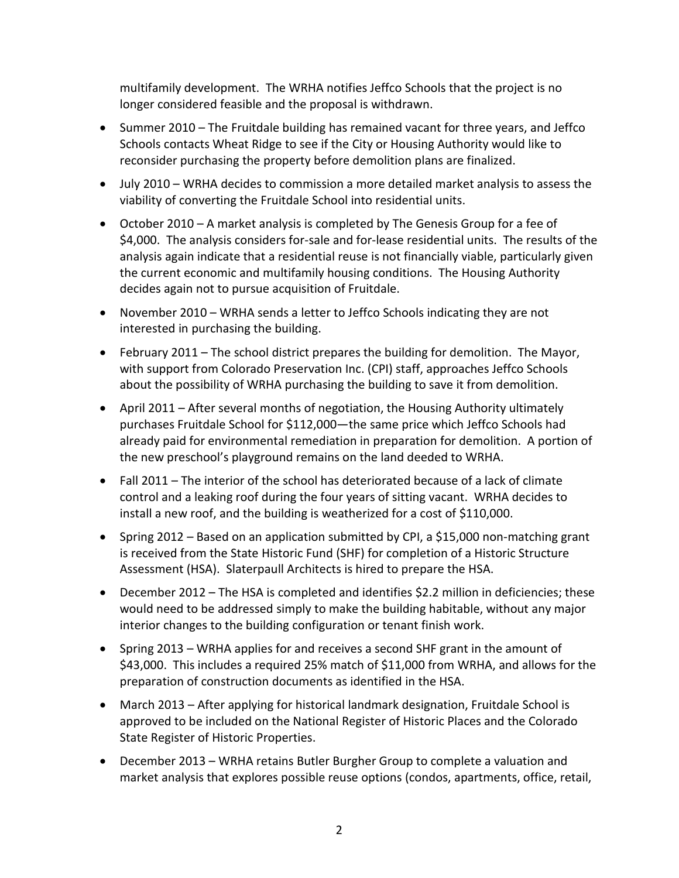multifamily development. The WRHA notifies Jeffco Schools that the project is no longer considered feasible and the proposal is withdrawn.

- Summer 2010 – The Fruitdale building has remained vacant for three years, and Jeffco Schools contacts Wheat Ridge to see if the City or Housing Authority would like to reconsider purchasing the property before demolition plans are finalized.
- July 2010 – WRHA decides to commission a more detailed market analysis to assess the viability of converting the Fruitdale School into residential units.
- October 2010 – A market analysis is completed by The Genesis Group for a fee of $4,000. The analysis considers for-sale and for-lease residential units. The results of the analysis again indicate that a residential reuse is not financially viable, particularly given the current economic and multifamily housing conditions. The Housing Authority decides again not to pursue acquisition of Fruitdale.
- November 2010 – WRHA sends a letter to Jeffco Schools indicating they are not interested in purchasing the building.
- February 2011 – The school district prepares the building for demolition. The Mayor, with support from Colorado Preservation Inc. (CPI) staff, approaches Jeffco Schools about the possibility of WRHA purchasing the building to save it from demolition.
- April 2011 – After several months of negotiation, the Housing Authority ultimately purchases Fruitdale School for $112,000—the same price which Jeffco Schools had already paid for environmental remediation in preparation for demolition. A portion of the new preschool's playground remains on the land deeded to WRHA.
- Fall 2011 – The interior of the school has deteriorated because of a lack of climate control and a leaking roof during the four years of sitting vacant. WRHA decides to install a new roof, and the building is weatherized for a cost of $110,000.
- Spring 2012 – Based on an application submitted by CPI, a $15,000 non-matching grant is received from the State Historic Fund (SHF) for completion of a Historic Structure Assessment (HSA). Slaterpaull Architects is hired to prepare the HSA.
- December 2012 – The HSA is completed and identifies $2.2 million in deficiencies; these would need to be addressed simply to make the building habitable, without any major interior changes to the building configuration or tenant finish work.
- Spring 2013 – WRHA applies for and receives a second SHF grant in the amount of $43,000. This includes a required 25% match of $11,000 from WRHA, and allows for the preparation of construction documents as identified in the HSA.
- March 2013 – After applying for historical landmark designation, Fruitdale School is approved to be included on the National Register of Historic Places and the Colorado State Register of Historic Properties.
- December 2013 – WRHA retains Butler Burgher Group to complete a valuation and market analysis that explores possible reuse options (condos, apartments, office, retail,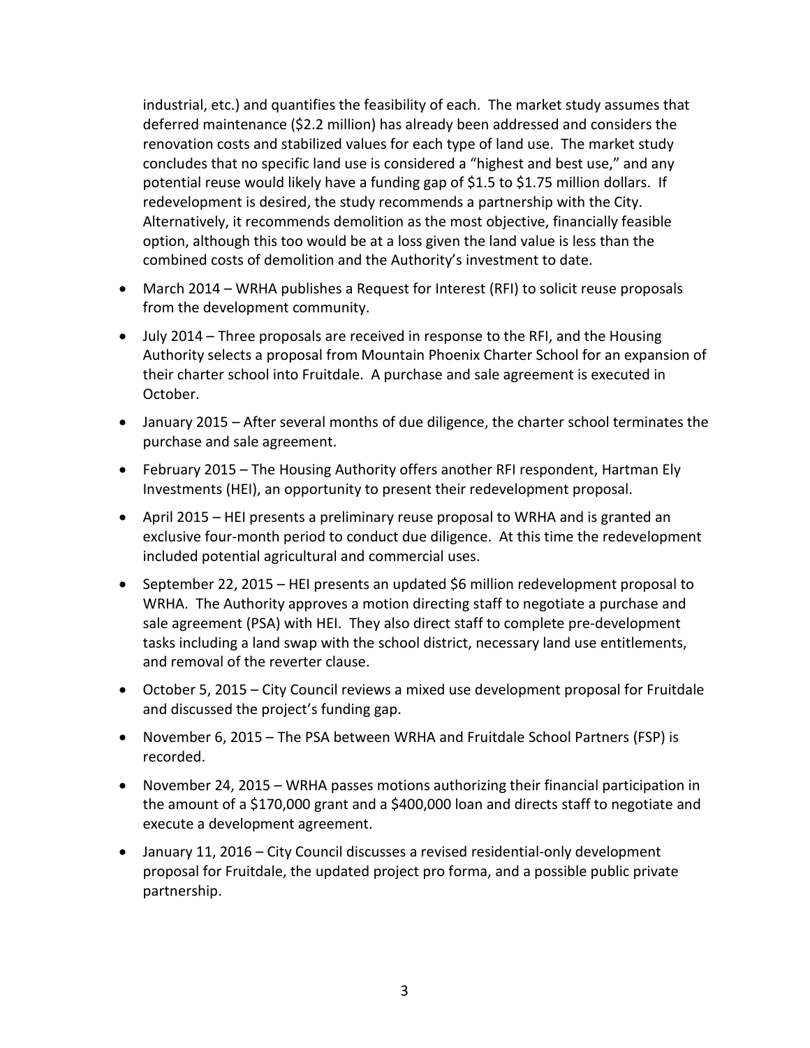industrial, etc.) and quantifies the feasibility of each. The market study assumes that deferred maintenance ($2.2 million) has already been addressed and considers the renovation costs and stabilized values for each type of land use. The market study concludes that no specific land use is considered a "highest and best use," and any potential reuse would likely have a funding gap of $1.5 to $1.75 million dollars. If redevelopment is desired, the study recommends a partnership with the City. Alternatively, it recommends demolition as the most objective, financially feasible option, although this too would be at a loss given the land value is less than the combined costs of demolition and the Authority's investment to date.

- March 2014 – WRHA publishes a Request for Interest (RFI) to solicit reuse proposals from the development community.
- July 2014 – Three proposals are received in response to the RFI, and the Housing Authority selects a proposal from Mountain Phoenix Charter School for an expansion of their charter school into Fruitdale. A purchase and sale agreement is executed in October.
- January 2015 – After several months of due diligence, the charter school terminates the purchase and sale agreement.
- February 2015 – The Housing Authority offers another RFI respondent, Hartman Ely Investments (HEI), an opportunity to present their redevelopment proposal.
- April 2015 – HEI presents a preliminary reuse proposal to WRHA and is granted an exclusive four-month period to conduct due diligence. At this time the redevelopment included potential agricultural and commercial uses.
- September 22, 2015 – HEI presents an updated $6 million redevelopment proposal to WRHA. The Authority approves a motion directing staff to negotiate a purchase and sale agreement (PSA) with HEI. They also direct staff to complete pre-development tasks including a land swap with the school district, necessary land use entitlements, and removal of the reverter clause.
- October 5, 2015 – City Council reviews a mixed use development proposal for Fruitdale and discussed the project's funding gap.
- November 6, 2015 – The PSA between WRHA and Fruitdale School Partners (FSP) is recorded.
- November 24, 2015 – WRHA passes motions authorizing their financial participation in the amount of a $170,000 grant and a $400,000 loan and directs staff to negotiate and execute a development agreement.
- January 11, 2016 – City Council discusses a revised residential-only development proposal for Fruitdale, the updated project pro forma, and a possible public private partnership.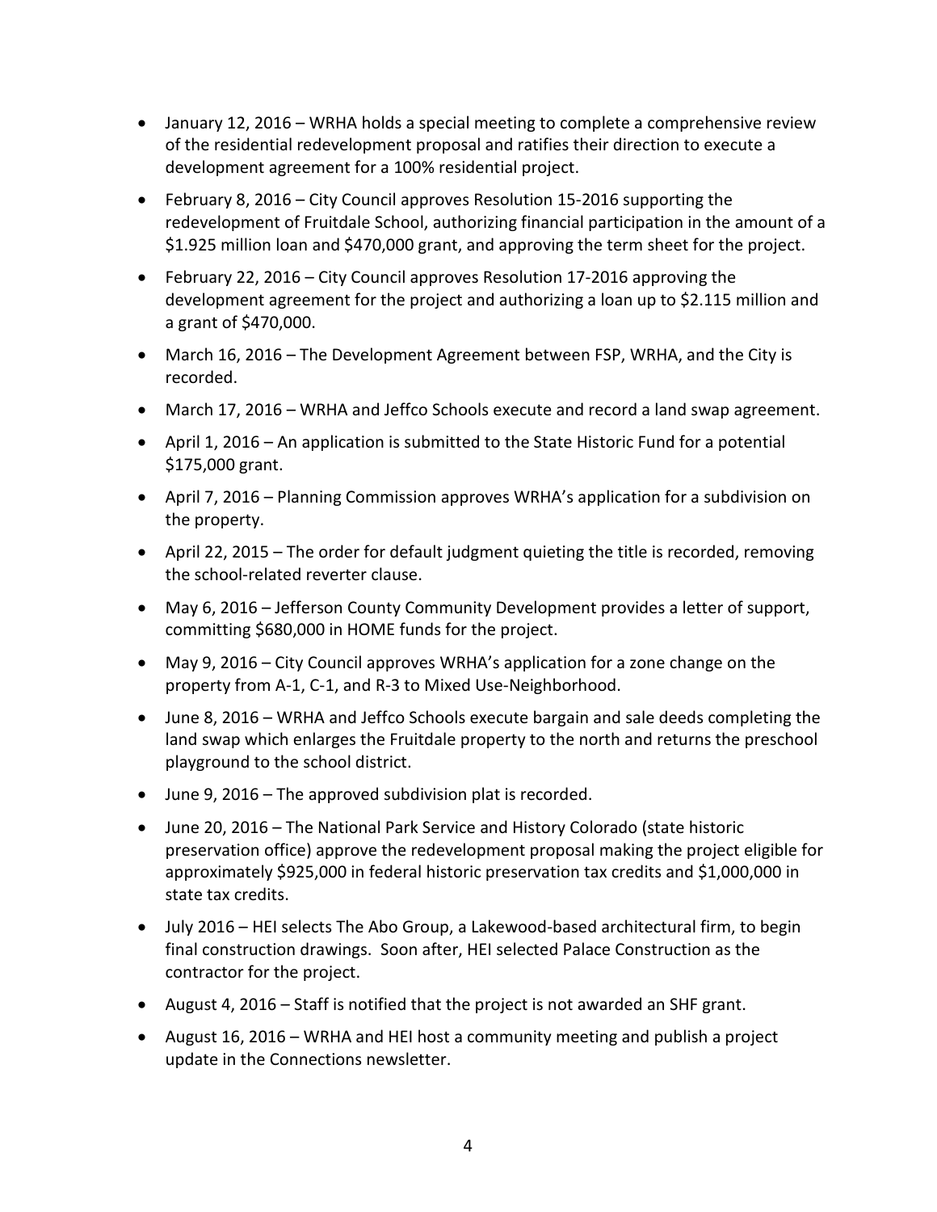- January 12, 2016 – WRHA holds a special meeting to complete a comprehensive review of the residential redevelopment proposal and ratifies their direction to execute a development agreement for a 100% residential project.
- February 8, 2016 – City Council approves Resolution 15-2016 supporting the redevelopment of Fruitdale School, authorizing financial participation in the amount of a $1.925 million loan and $470,000 grant, and approving the term sheet for the project.
- February 22, 2016 – City Council approves Resolution 17-2016 approving the development agreement for the project and authorizing a loan up to $2.115 million and a grant of $470,000.
- March 16, 2016 – The Development Agreement between FSP, WRHA, and the City is recorded.
- March 17, 2016 – WRHA and Jeffco Schools execute and record a land swap agreement.
- April 1, 2016 – An application is submitted to the State Historic Fund for a potential $175,000 grant.
- April 7, 2016 – Planning Commission approves WRHA's application for a subdivision on the property.
- April 22, 2015 – The order for default judgment quieting the title is recorded, removing the school-related reverter clause.
- May 6, 2016 – Jefferson County Community Development provides a letter of support, committing $680,000 in HOME funds for the project.
- May 9, 2016 – City Council approves WRHA's application for a zone change on the property from A-1, C-1, and R-3 to Mixed Use-Neighborhood.
- June 8, 2016 – WRHA and Jeffco Schools execute bargain and sale deeds completing the land swap which enlarges the Fruitdale property to the north and returns the preschool playground to the school district.
- June 9, 2016 – The approved subdivision plat is recorded.
- June 20, 2016 – The National Park Service and History Colorado (state historic preservation office) approve the redevelopment proposal making the project eligible for approximately $925,000 in federal historic preservation tax credits and $1,000,000 in state tax credits.
- July 2016 – HEI selects The Abo Group, a Lakewood-based architectural firm, to begin final construction drawings. Soon after, HEI selected Palace Construction as the contractor for the project.
- August 4, 2016 – Staff is notified that the project is not awarded an SHF grant.
- August 16, 2016 – WRHA and HEI host a community meeting and publish a project update in the Connections newsletter.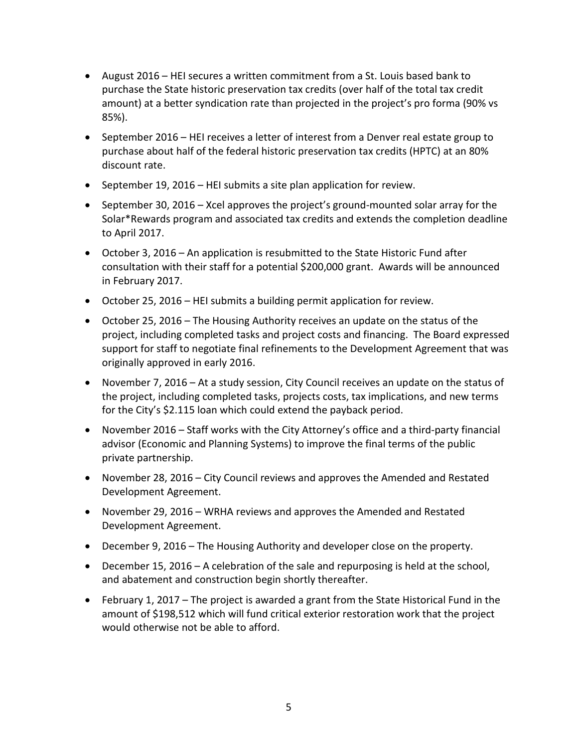- August 2016 – HEI secures a written commitment from a St. Louis based bank to purchase the State historic preservation tax credits (over half of the total tax credit amount) at a better syndication rate than projected in the project's pro forma (90% vs 85%).
- September 2016 – HEI receives a letter of interest from a Denver real estate group to purchase about half of the federal historic preservation tax credits (HPTC) at an 80% discount rate.
- September 19, 2016 – HEI submits a site plan application for review.
- September 30, 2016 – Xcel approves the project's ground-mounted solar array for the Solar*Rewards program and associated tax credits and extends the completion deadline to April 2017.
- October 3, 2016 – An application is resubmitted to the State Historic Fund after consultation with their staff for a potential $200,000 grant. Awards will be announced in February 2017.
- October 25, 2016 – HEI submits a building permit application for review.
- October 25, 2016 – The Housing Authority receives an update on the status of the project, including completed tasks and project costs and financing. The Board expressed support for staff to negotiate final refinements to the Development Agreement that was originally approved in early 2016.
- November 7, 2016 – At a study session, City Council receives an update on the status of the project, including completed tasks, projects costs, tax implications, and new terms for the City's $2.115 loan which could extend the payback period.
- November 2016 – Staff works with the City Attorney's office and a third-party financial advisor (Economic and Planning Systems) to improve the final terms of the public private partnership.
- November 28, 2016 – City Council reviews and approves the Amended and Restated Development Agreement.
- November 29, 2016 – WRHA reviews and approves the Amended and Restated Development Agreement.
- December 9, 2016 – The Housing Authority and developer close on the property.
- December 15, 2016 – A celebration of the sale and repurposing is held at the school, and abatement and construction begin shortly thereafter.
- February 1, 2017 – The project is awarded a grant from the State Historical Fund in the amount of $198,512 which will fund critical exterior restoration work that the project would otherwise not be able to afford.